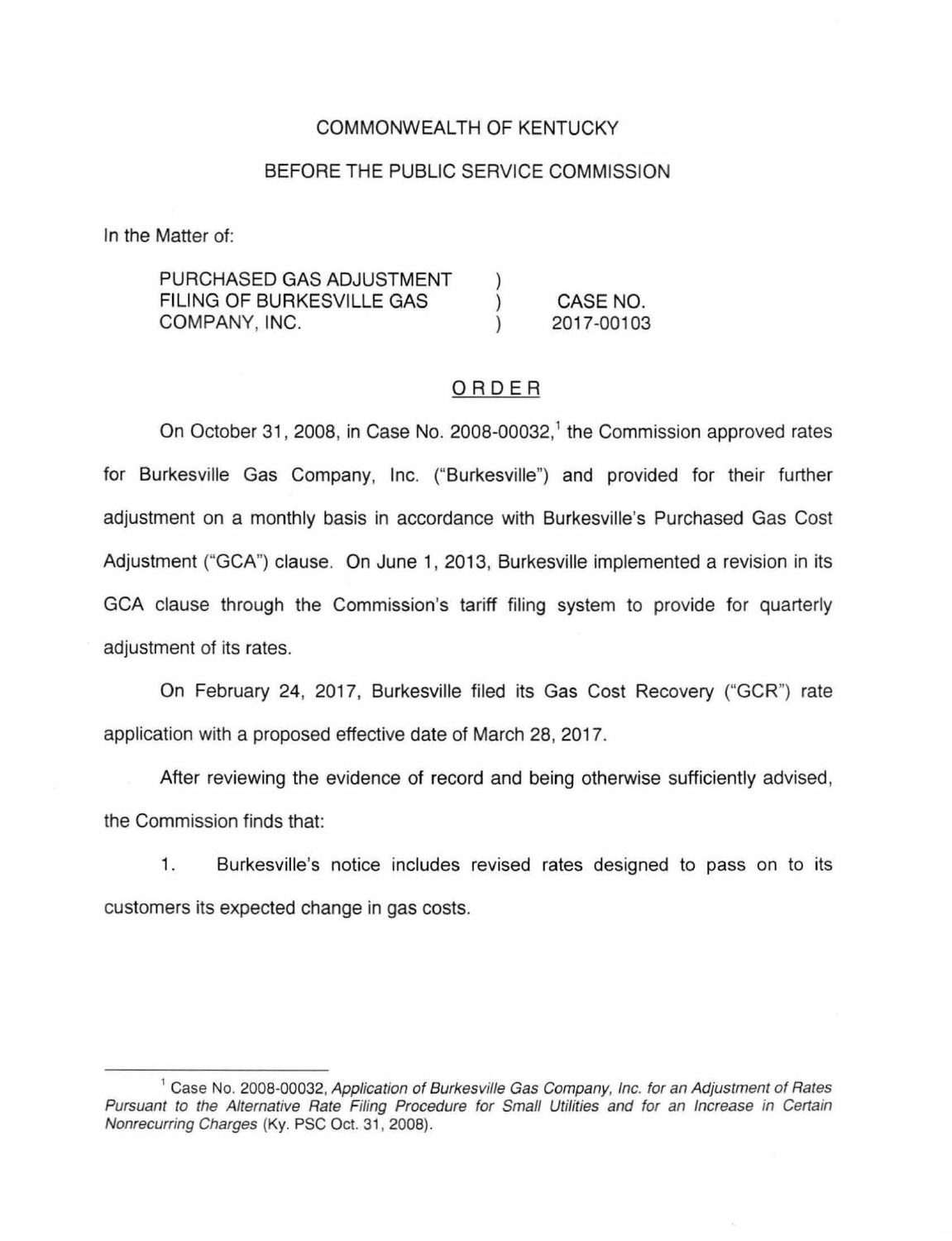COMMONWEALTH OF KENTUCKY

BEFORE THE PUBLIC SERVICE COMMISSION

In the Matter of:

PURCHASED GAS ADJUSTMENT FILING OF BURKESVILLE GAS COMPANY, INC. ) CASE NO. 2017-00103

# ORDER

On October 31, 2008, in Case No. 2008-00032,[1] the Commission approved rates for Burkesville Gas Company, Inc. ("Burkesville") and provided for their further adjustment on a monthly basis in accordance with Burkesville's Purchased Gas Cost Adjustment ("GCA") clause. On June 1, 2013, Burkesville implemented a revision in its GCA clause through the Commission's tariff filing system to provide for quarterly adjustment of its rates.

On February 24, 2017, Burkesville filed its Gas Cost Recovery ("GCR") rate application with a proposed effective date of March 28, 2017.

After reviewing the evidence of record and being otherwise sufficiently advised, the Commission finds that:

1. Burkesville's notice includes revised rates designed to pass on to its customers its expected change in gas costs.

---

[1] Case No. 2008-00032, *Application of Burkesville Gas Company, Inc. for an Adjustment of Rates Pursuant to the Alternative Rate Filing Procedure for Small Utilities and for an Increase in Certain Nonrecurring Charges* (Ky. PSC Oct. 31, 2008).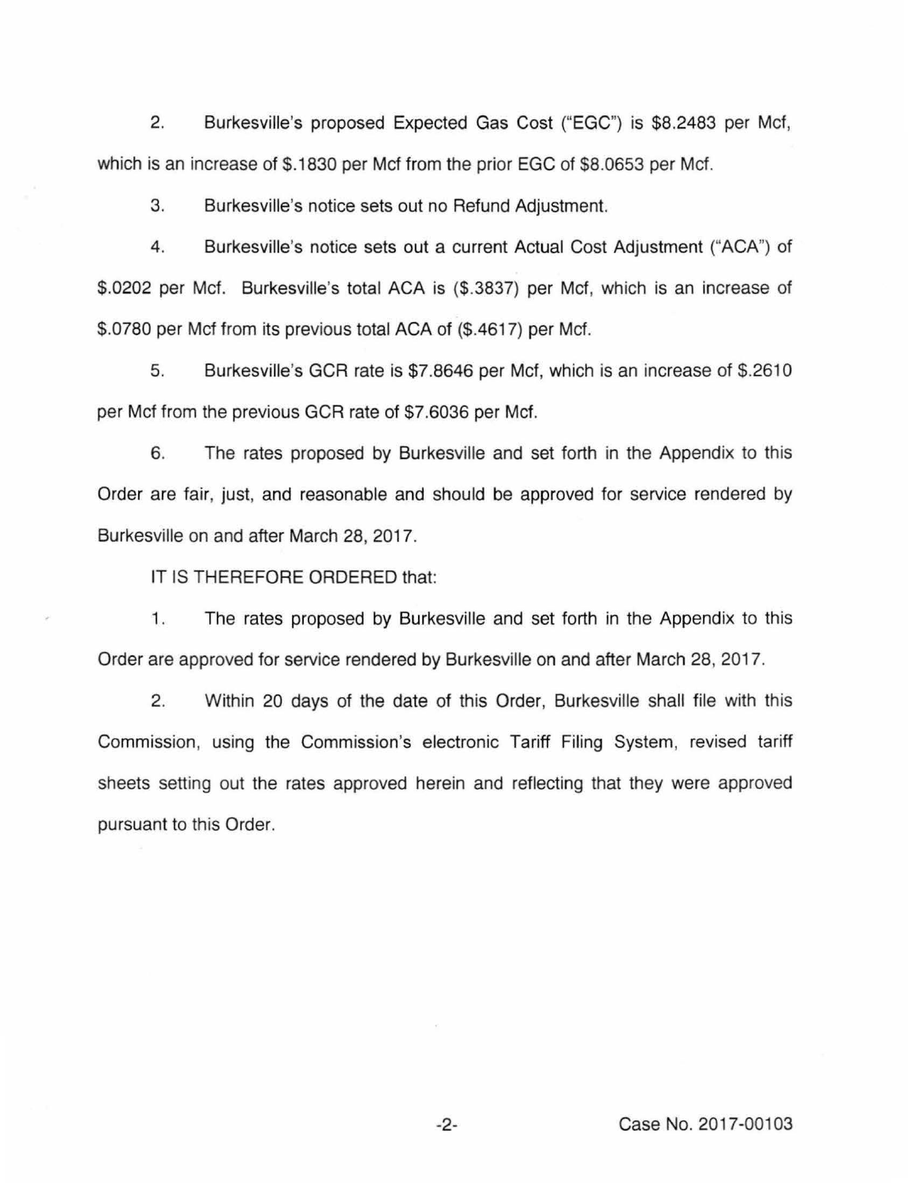2. Burkesville's proposed Expected Gas Cost ("EGC") is $8.2483 per Mcf, which is an increase of $.1830 per Mcf from the prior EGC of $8.0653 per Mcf.

3. Burkesville's notice sets out no Refund Adjustment.

4. Burkesville's notice sets out a current Actual Cost Adjustment ("ACA") of $.0202 per Mcf. Burkesville's total ACA is ($.3837) per Mcf, which is an increase of $.0780 per Mcf from its previous total ACA of ($.4617) per Mcf.

5. Burkesville's GCR rate is $7.8646 per Mcf, which is an increase of $.2610 per Mcf from the previous GCR rate of $7.6036 per Mcf.

6. The rates proposed by Burkesville and set forth in the Appendix to this Order are fair, just, and reasonable and should be approved for service rendered by Burkesville on and after March 28, 2017.

IT IS THEREFORE ORDERED that:

1. The rates proposed by Burkesville and set forth in the Appendix to this Order are approved for service rendered by Burkesville on and after March 28, 2017.

2. Within 20 days of the date of this Order, Burkesville shall file with this Commission, using the Commission's electronic Tariff Filing System, revised tariff sheets setting out the rates approved herein and reflecting that they were approved pursuant to this Order.

Case No. 2017-00103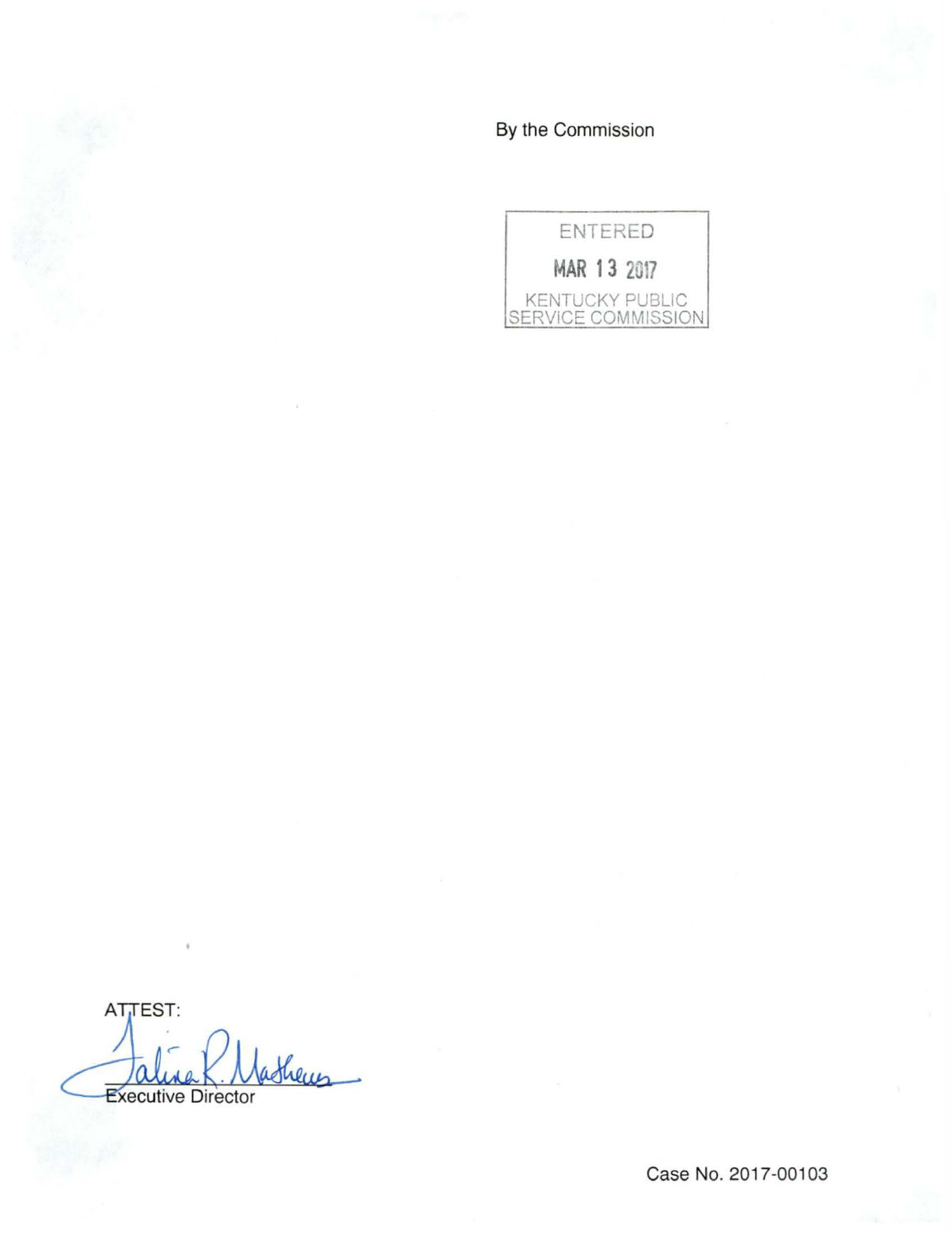By the Commission

ENTERED

MAR 13 2017

KENTUCKY PUBLIC SERVICE COMMISSION

ATTEST:

Executive Director

Case No. 2017-00103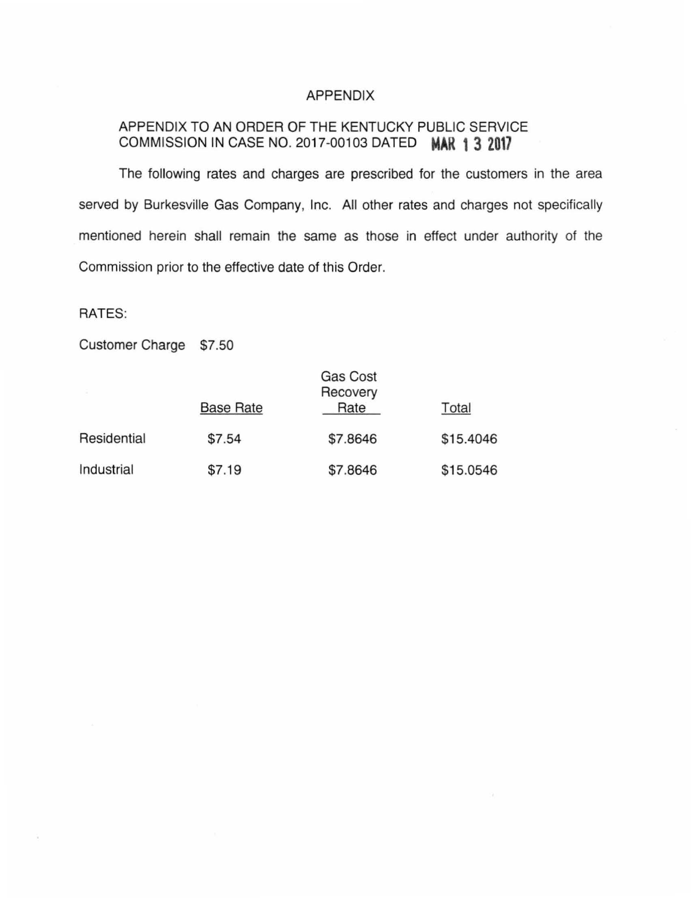# APPENDIX

APPENDIX TO AN ORDER OF THE KENTUCKY PUBLIC SERVICE COMMISSION IN CASE NO. 2017-00103 DATED MAR 13 2017

The following rates and charges are prescribed for the customers in the area served by Burkesville Gas Company, Inc. All other rates and charges not specifically mentioned herein shall remain the same as those in effect under authority of the Commission prior to the effective date of this Order.

RATES:

Customer Charge $7.50

| | Base Rate | Gas Cost Recovery Rate | Total |
|---|---|---|---|
| Residential | $7.54 | $7.8646 | $15.4046 |
| Industrial | $7.19 | $7.8646 | $15.0546 |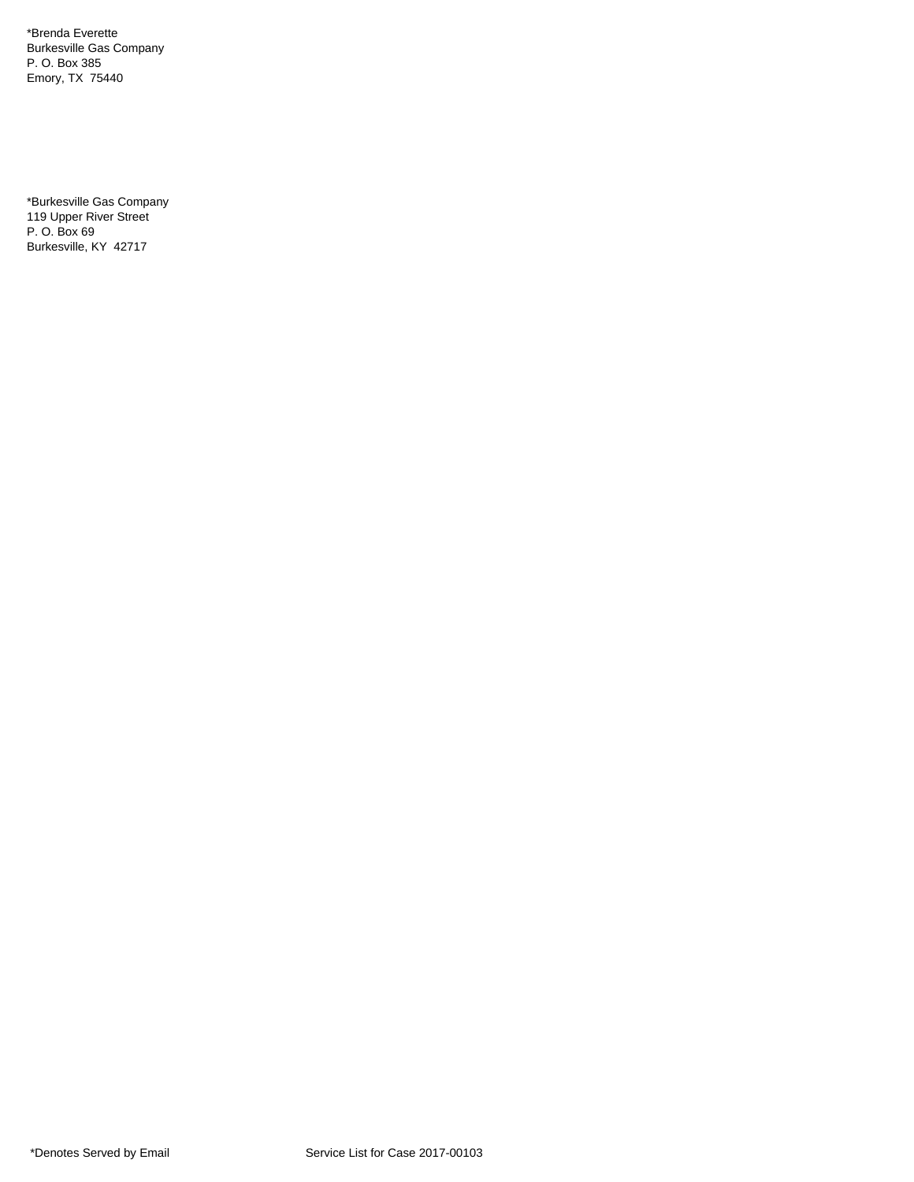*Brenda Everette
Burkesville Gas Company
P. O. Box 385
Emory, TX 75440

*Burkesville Gas Company
119 Upper River Street
P. O. Box 69
Burkesville, KY 42717